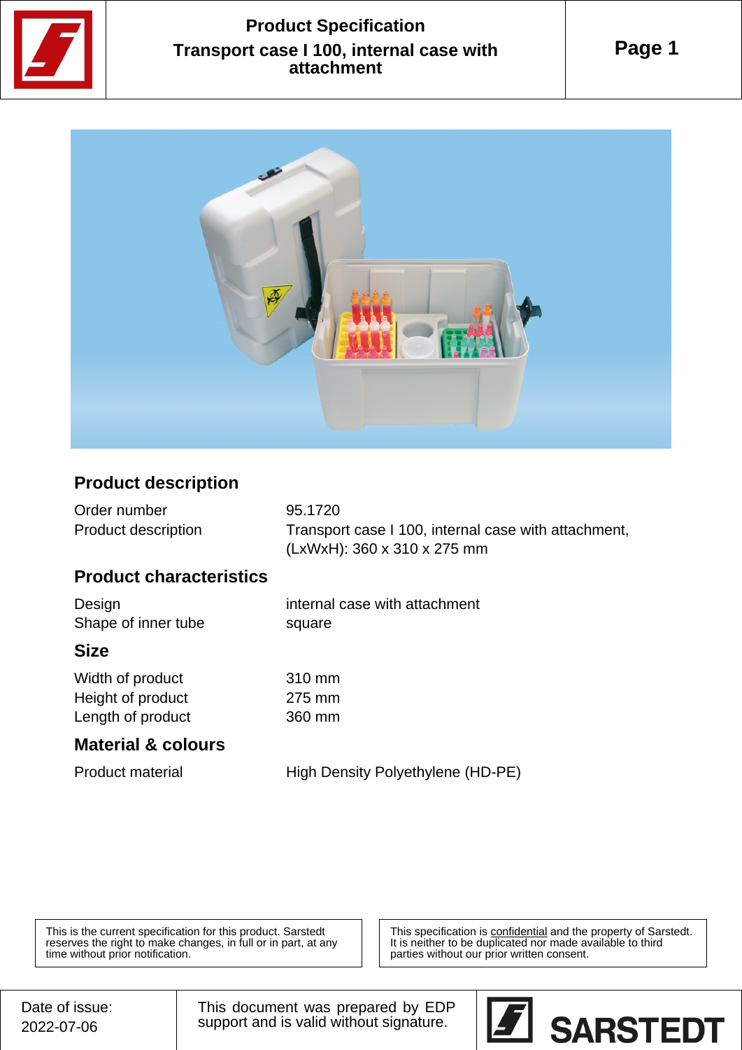# Product Specification

## Transport case I 100, internal case with attachment

### Product description

| | |
|---|---|
| Order number | 95.1720 |
| Product description | Transport case I 100, internal case with attachment, (LxWxH): 360 x 310 x 275 mm |

### Product characteristics

| | |
|---|---|
| Design | internal case with attachment |
| Shape of inner tube | square |

### Size

| | |
|---|---|
| Width of product | 310 mm |
| Height of product | 275 mm |
| Length of product | 360 mm |

### Material & colours

| | |
|---|---|
| Product material | High Density Polyethylene (HD-PE) |

This is the current specification for this product. Sarstedt reserves the right to make changes, in full or in part, at any time without prior notification.

This specification is confidential and the property of Sarstedt. It is neither to be duplicated nor made available to third parties without our prior written consent.

Date of issue: 2022-07-06

This document was prepared by EDP support and is valid without signature.

SARSTEDT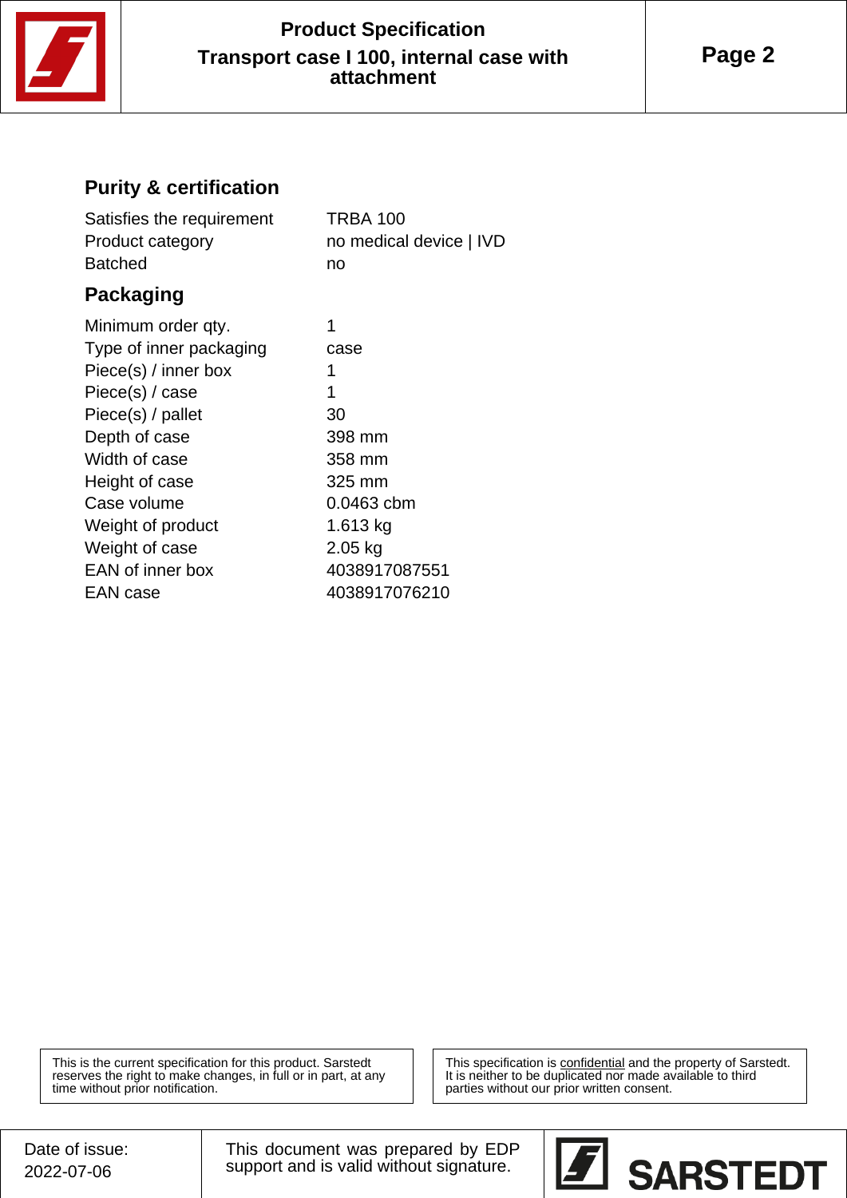## Purity & certification

| | |
|---|---|
| Satisfies the requirement | TRBA 100 |
| Product category | no medical device \| IVD |
| Batched | no |

## Packaging

| | |
|---|---|
| Minimum order qty. | 1 |
| Type of inner packaging | case |
| Piece(s) / inner box | 1 |
| Piece(s) / case | 1 |
| Piece(s) / pallet | 30 |
| Depth of case | 398 mm |
| Width of case | 358 mm |
| Height of case | 325 mm |
| Case volume | 0.0463 cbm |
| Weight of product | 1.613 kg |
| Weight of case | 2.05 kg |
| EAN of inner box | 4038917087551 |
| EAN case | 4038917076210 |

This is the current specification for this product. Sarstedt reserves the right to make changes, in full or in part, at any time without prior notification.

This specification is confidential and the property of Sarstedt. It is neither to be duplicated nor made available to third parties without our prior written consent.

Date of issue: 2022-07-06

This document was prepared by EDP support and is valid without signature.